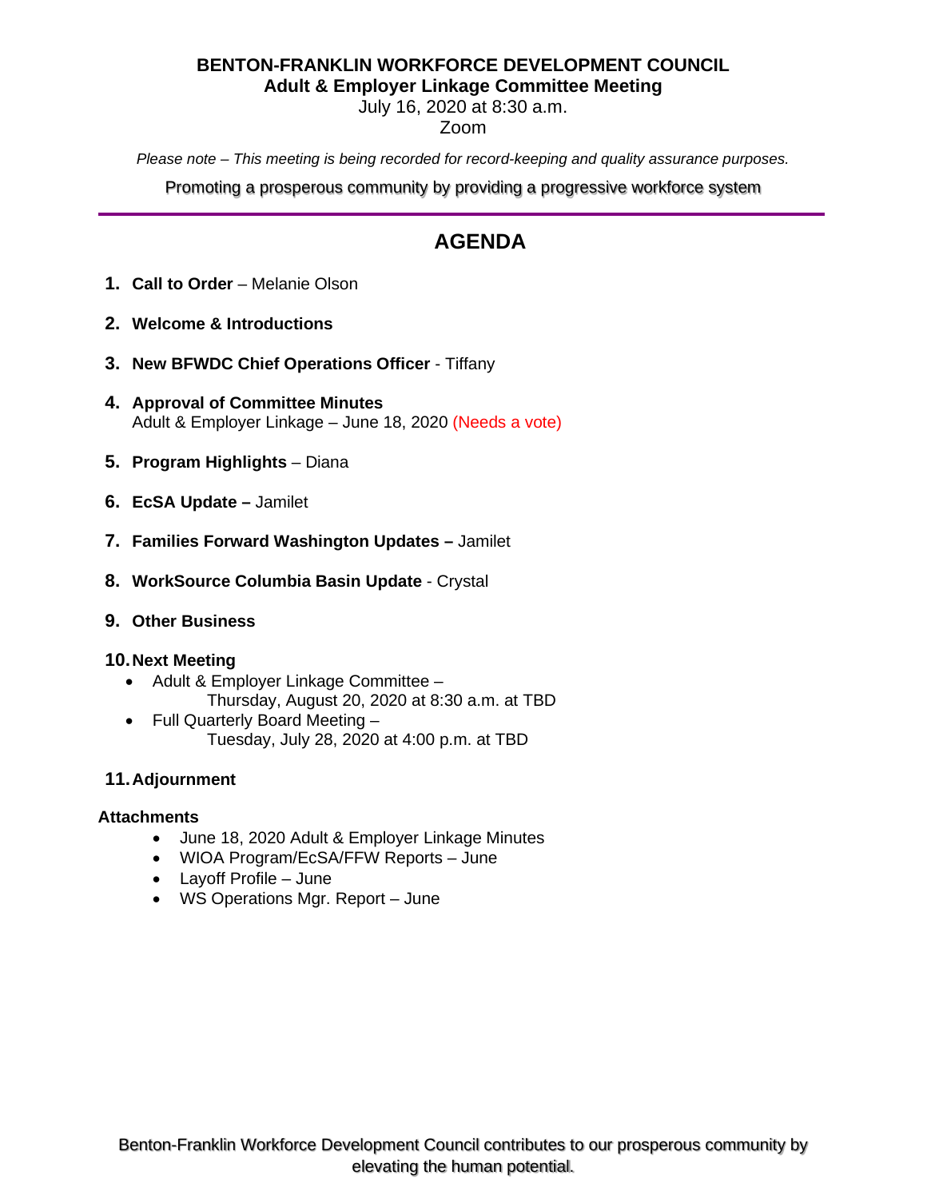**BENTON-FRANKLIN WORKFORCE DEVELOPMENT COUNCIL**
**Adult & Employer Linkage Committee Meeting**
July 16, 2020 at 8:30 a.m.
Zoom

*Please note – This meeting is being recorded for record-keeping and quality assurance purposes.*

Promoting a prosperous community by providing a progressive workforce system

---

# AGENDA

1. **Call to Order** – Melanie Olson

2. **Welcome & Introductions**

3. **New BFWDC Chief Operations Officer** - Tiffany

4. **Approval of Committee Minutes**
   Adult & Employer Linkage – June 18, 2020 (Needs a vote)

5. **Program Highlights** – Diana

6. **EcSA Update –** Jamilet

7. **Families Forward Washington Updates –** Jamilet

8. **WorkSource Columbia Basin Update** - Crystal

9. **Other Business**

10. **Next Meeting**
    - Adult & Employer Linkage Committee –
      Thursday, August 20, 2020 at 8:30 a.m. at TBD
    - Full Quarterly Board Meeting –
      Tuesday, July 28, 2020 at 4:00 p.m. at TBD

11. **Adjournment**

**Attachments**

- June 18, 2020 Adult & Employer Linkage Minutes
- WIOA Program/EcSA/FFW Reports – June
- Layoff Profile – June
- WS Operations Mgr. Report – June

Benton-Franklin Workforce Development Council contributes to our prosperous community by elevating the human potential.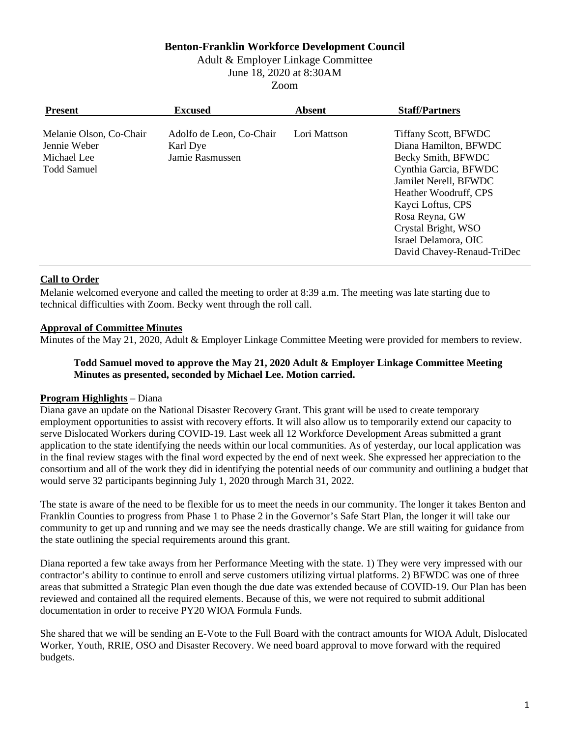**Benton-Franklin Workforce Development Council**

Adult & Employer Linkage Committee

June 18, 2020 at 8:30AM

Zoom

| Present | Excused | Absent | Staff/Partners |
|---|---|---|---|
| Melanie Olson, Co-Chair | Adolfo de Leon, Co-Chair | Lori Mattson | Tiffany Scott, BFWDC |
| Jennie Weber | Karl Dye | | Diana Hamilton, BFWDC |
| Michael Lee | Jamie Rasmussen | | Becky Smith, BFWDC |
| Todd Samuel | | | Cynthia Garcia, BFWDC |
| | | | Jamilet Nerell, BFWDC |
| | | | Heather Woodruff, CPS |
| | | | Kayci Loftus, CPS |
| | | | Rosa Reyna, GW |
| | | | Crystal Bright, WSO |
| | | | Israel Delamora, OIC |
| | | | David Chavey-Renaud-TriDec |

**Call to Order**

Melanie welcomed everyone and called the meeting to order at 8:39 a.m. The meeting was late starting due to technical difficulties with Zoom. Becky went through the roll call.

**Approval of Committee Minutes**

Minutes of the May 21, 2020, Adult & Employer Linkage Committee Meeting were provided for members to review.

> **Todd Samuel moved to approve the May 21, 2020 Adult & Employer Linkage Committee Meeting Minutes as presented, seconded by Michael Lee. Motion carried.**

**Program Highlights** – Diana

Diana gave an update on the National Disaster Recovery Grant. This grant will be used to create temporary employment opportunities to assist with recovery efforts. It will also allow us to temporarily extend our capacity to serve Dislocated Workers during COVID-19. Last week all 12 Workforce Development Areas submitted a grant application to the state identifying the needs within our local communities. As of yesterday, our local application was in the final review stages with the final word expected by the end of next week. She expressed her appreciation to the consortium and all of the work they did in identifying the potential needs of our community and outlining a budget that would serve 32 participants beginning July 1, 2020 through March 31, 2022.

The state is aware of the need to be flexible for us to meet the needs in our community. The longer it takes Benton and Franklin Counties to progress from Phase 1 to Phase 2 in the Governor's Safe Start Plan, the longer it will take our community to get up and running and we may see the needs drastically change. We are still waiting for guidance from the state outlining the special requirements around this grant.

Diana reported a few take aways from her Performance Meeting with the state. 1) They were very impressed with our contractor's ability to continue to enroll and serve customers utilizing virtual platforms. 2) BFWDC was one of three areas that submitted a Strategic Plan even though the due date was extended because of COVID-19. Our Plan has been reviewed and contained all the required elements. Because of this, we were not required to submit additional documentation in order to receive PY20 WIOA Formula Funds.

She shared that we will be sending an E-Vote to the Full Board with the contract amounts for WIOA Adult, Dislocated Worker, Youth, RRIE, OSO and Disaster Recovery. We need board approval to move forward with the required budgets.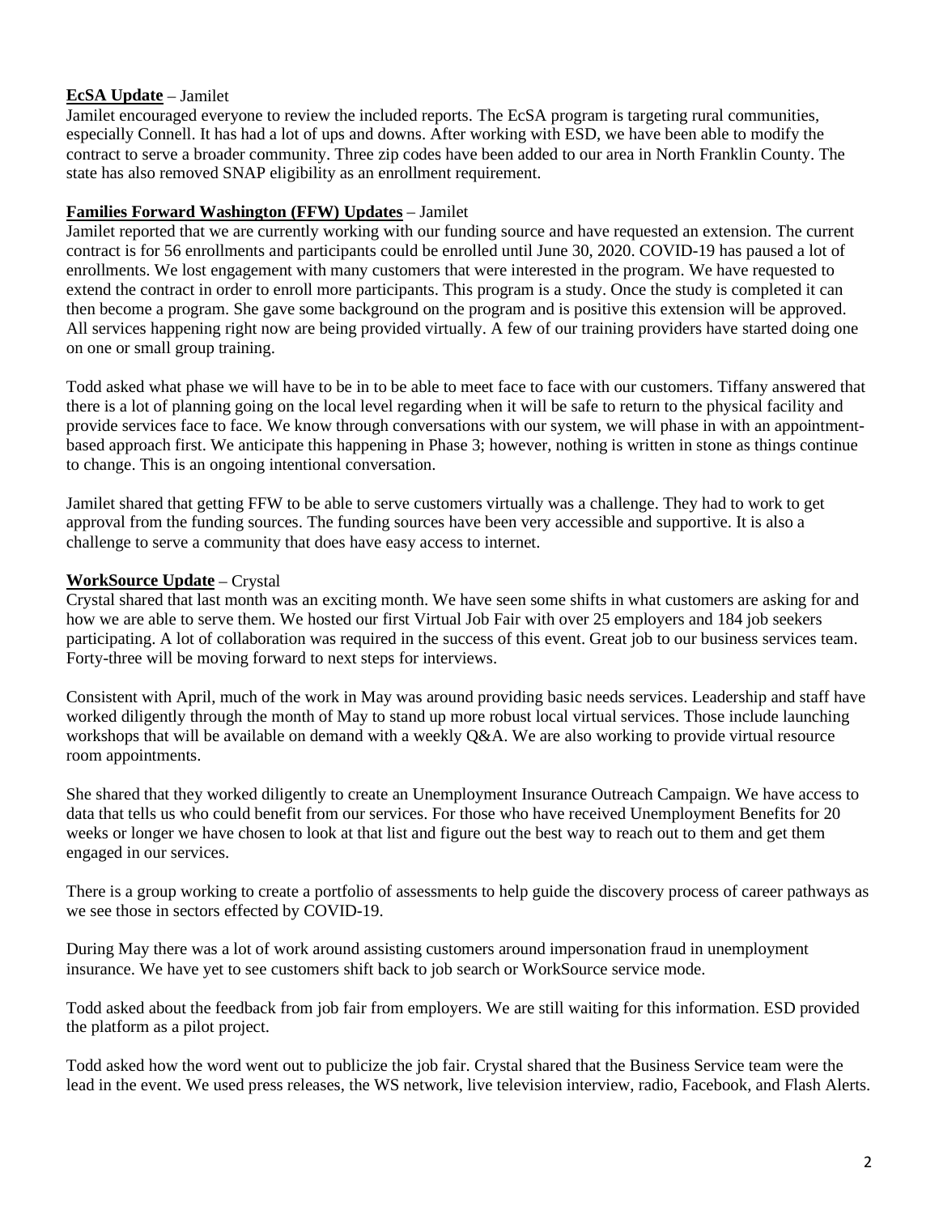**<u>EcSA Update</u>** – Jamilet

Jamilet encouraged everyone to review the included reports. The EcSA program is targeting rural communities, especially Connell. It has had a lot of ups and downs. After working with ESD, we have been able to modify the contract to serve a broader community. Three zip codes have been added to our area in North Franklin County. The state has also removed SNAP eligibility as an enrollment requirement.

**<u>Families Forward Washington (FFW) Updates</u>** – Jamilet

Jamilet reported that we are currently working with our funding source and have requested an extension. The current contract is for 56 enrollments and participants could be enrolled until June 30, 2020. COVID-19 has paused a lot of enrollments. We lost engagement with many customers that were interested in the program. We have requested to extend the contract in order to enroll more participants. This program is a study. Once the study is completed it can then become a program. She gave some background on the program and is positive this extension will be approved. All services happening right now are being provided virtually. A few of our training providers have started doing one on one or small group training.

Todd asked what phase we will have to be in to be able to meet face to face with our customers. Tiffany answered that there is a lot of planning going on the local level regarding when it will be safe to return to the physical facility and provide services face to face. We know through conversations with our system, we will phase in with an appointment-based approach first. We anticipate this happening in Phase 3; however, nothing is written in stone as things continue to change. This is an ongoing intentional conversation.

Jamilet shared that getting FFW to be able to serve customers virtually was a challenge. They had to work to get approval from the funding sources. The funding sources have been very accessible and supportive. It is also a challenge to serve a community that does have easy access to internet.

**<u>WorkSource Update</u>** – Crystal

Crystal shared that last month was an exciting month. We have seen some shifts in what customers are asking for and how we are able to serve them. We hosted our first Virtual Job Fair with over 25 employers and 184 job seekers participating. A lot of collaboration was required in the success of this event. Great job to our business services team. Forty-three will be moving forward to next steps for interviews.

Consistent with April, much of the work in May was around providing basic needs services. Leadership and staff have worked diligently through the month of May to stand up more robust local virtual services. Those include launching workshops that will be available on demand with a weekly Q&A. We are also working to provide virtual resource room appointments.

She shared that they worked diligently to create an Unemployment Insurance Outreach Campaign. We have access to data that tells us who could benefit from our services. For those who have received Unemployment Benefits for 20 weeks or longer we have chosen to look at that list and figure out the best way to reach out to them and get them engaged in our services.

There is a group working to create a portfolio of assessments to help guide the discovery process of career pathways as we see those in sectors effected by COVID-19.

During May there was a lot of work around assisting customers around impersonation fraud in unemployment insurance. We have yet to see customers shift back to job search or WorkSource service mode.

Todd asked about the feedback from job fair from employers. We are still waiting for this information. ESD provided the platform as a pilot project.

Todd asked how the word went out to publicize the job fair. Crystal shared that the Business Service team were the lead in the event. We used press releases, the WS network, live television interview, radio, Facebook, and Flash Alerts.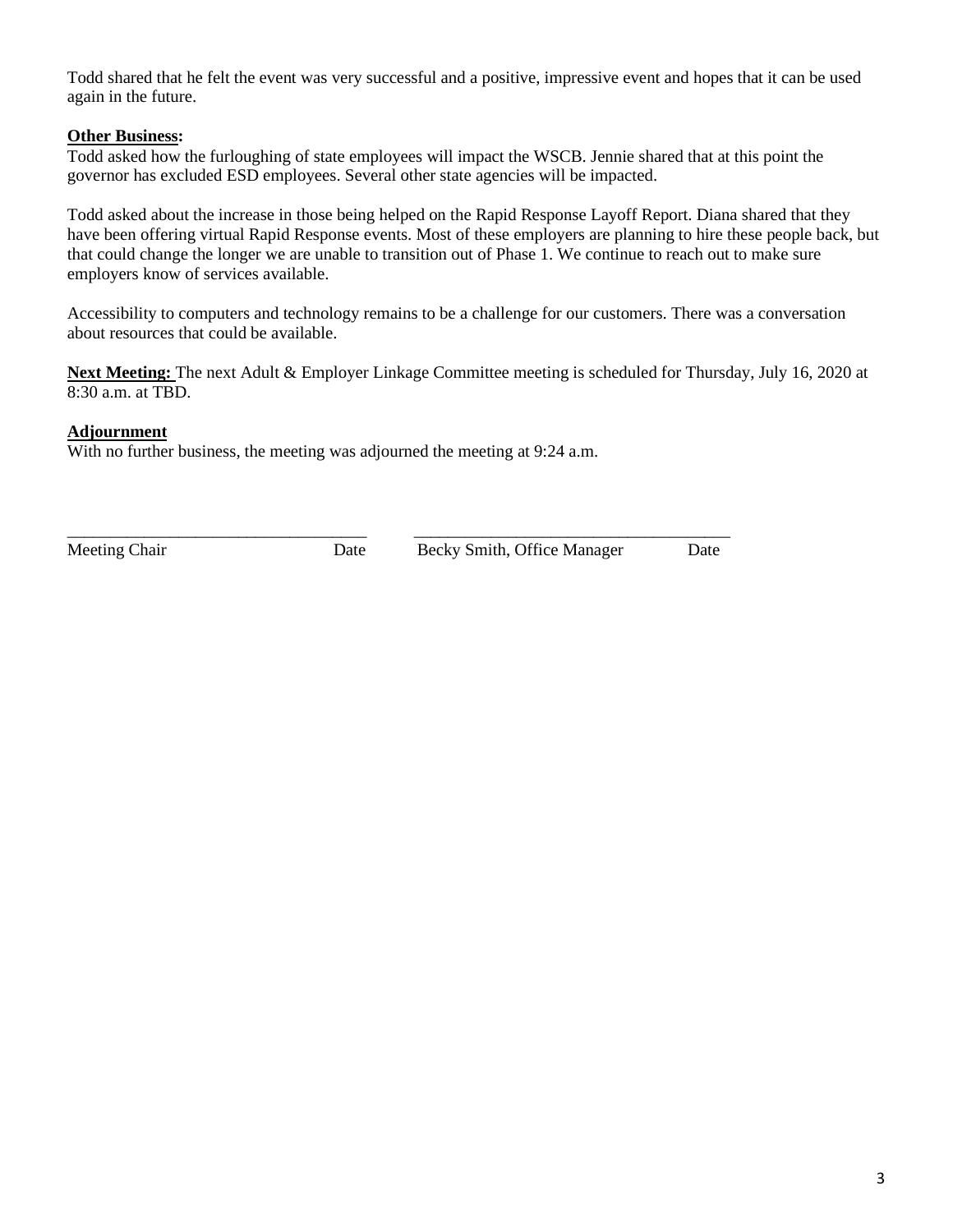Todd shared that he felt the event was very successful and a positive, impressive event and hopes that it can be used again in the future.

**Other Business:**

Todd asked how the furloughing of state employees will impact the WSCB. Jennie shared that at this point the governor has excluded ESD employees. Several other state agencies will be impacted.

Todd asked about the increase in those being helped on the Rapid Response Layoff Report. Diana shared that they have been offering virtual Rapid Response events. Most of these employers are planning to hire these people back, but that could change the longer we are unable to transition out of Phase 1. We continue to reach out to make sure employers know of services available.

Accessibility to computers and technology remains to be a challenge for our customers. There was a conversation about resources that could be available.

**Next Meeting:** The next Adult & Employer Linkage Committee meeting is scheduled for Thursday, July 16, 2020 at 8:30 a.m. at TBD.

**Adjournment**

With no further business, the meeting was adjourned the meeting at 9:24 a.m.

\_\_\_\_\_\_\_\_\_\_\_\_\_\_\_\_\_\_\_\_\_\_\_\_\_\_\_\_\_\_\_\_\_\_\_\_ \_\_\_\_\_\_\_\_\_\_\_\_\_\_\_\_\_\_\_\_\_\_\_\_\_\_\_\_\_\_\_\_\_\_\_\_\_\_

Meeting Chair Date Becky Smith, Office Manager Date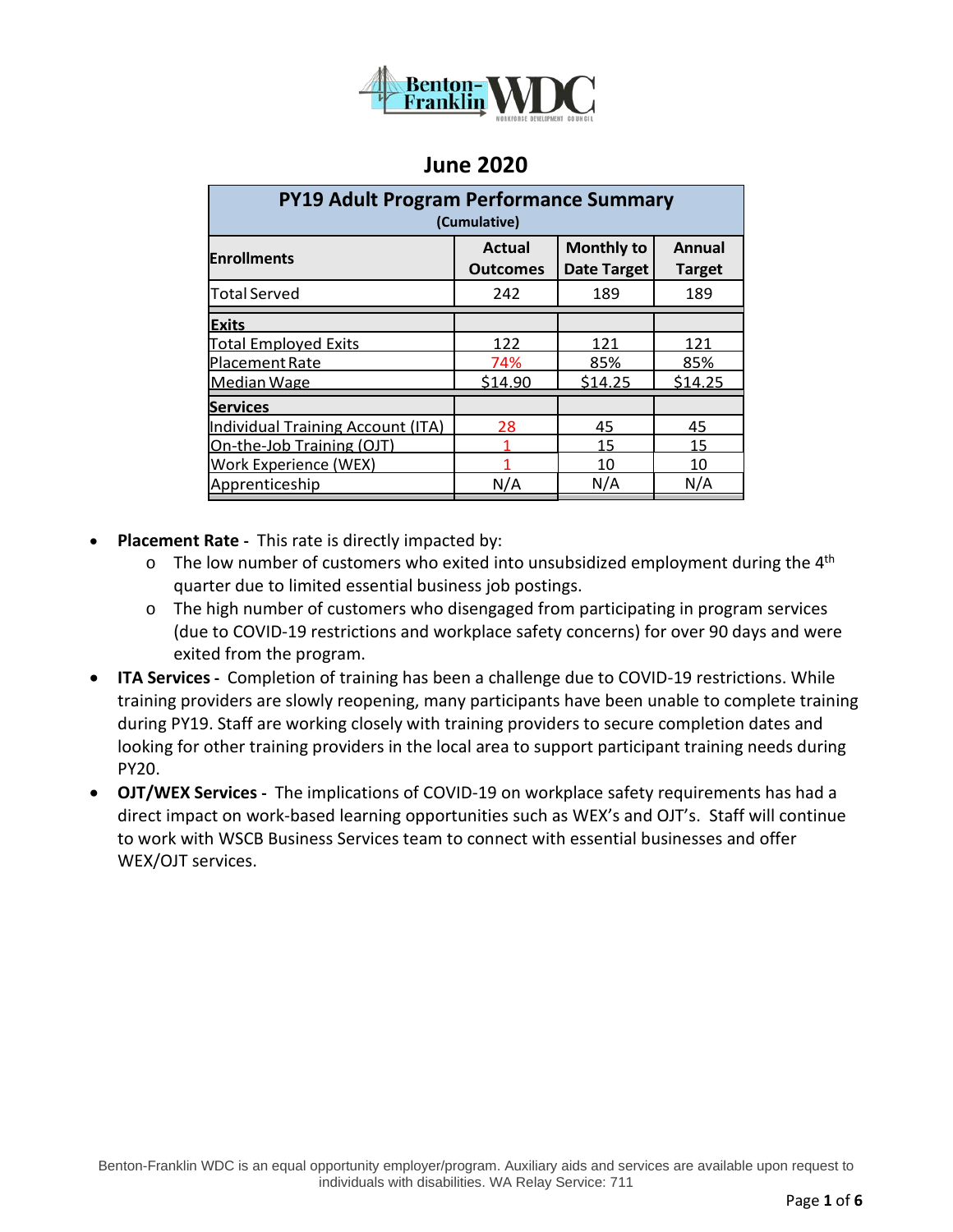## June 2020

| PY19 Adult Program Performance Summary (Cumulative) | | | |
|---|---|---|---|
| **Enrollments** | **Actual Outcomes** | **Monthly to Date Target** | **Annual Target** |
| Total Served | 242 | 189 | 189 |
| **Exits** | | | |
| Total Employed Exits | 122 | 121 | 121 |
| Placement Rate | 74% | 85% | 85% |
| Median Wage | $14.90 | $14.25 | $14.25 |
| **Services** | | | |
| Individual Training Account (ITA) | 28 | 45 | 45 |
| On-the-Job Training (OJT) | 1 | 15 | 15 |
| Work Experience (WEX) | 1 | 10 | 10 |
| Apprenticeship | N/A | N/A | N/A |

- **Placement Rate -** This rate is directly impacted by:
  - The low number of customers who exited into unsubsidized employment during the 4th quarter due to limited essential business job postings.
  - The high number of customers who disengaged from participating in program services (due to COVID-19 restrictions and workplace safety concerns) for over 90 days and were exited from the program.
- **ITA Services -** Completion of training has been a challenge due to COVID-19 restrictions. While training providers are slowly reopening, many participants have been unable to complete training during PY19. Staff are working closely with training providers to secure completion dates and looking for other training providers in the local area to support participant training needs during PY20.
- **OJT/WEX Services -** The implications of COVID-19 on workplace safety requirements has had a direct impact on work-based learning opportunities such as WEX's and OJT's. Staff will continue to work with WSCB Business Services team to connect with essential businesses and offer WEX/OJT services.

Benton-Franklin WDC is an equal opportunity employer/program. Auxiliary aids and services are available upon request to individuals with disabilities. WA Relay Service: 711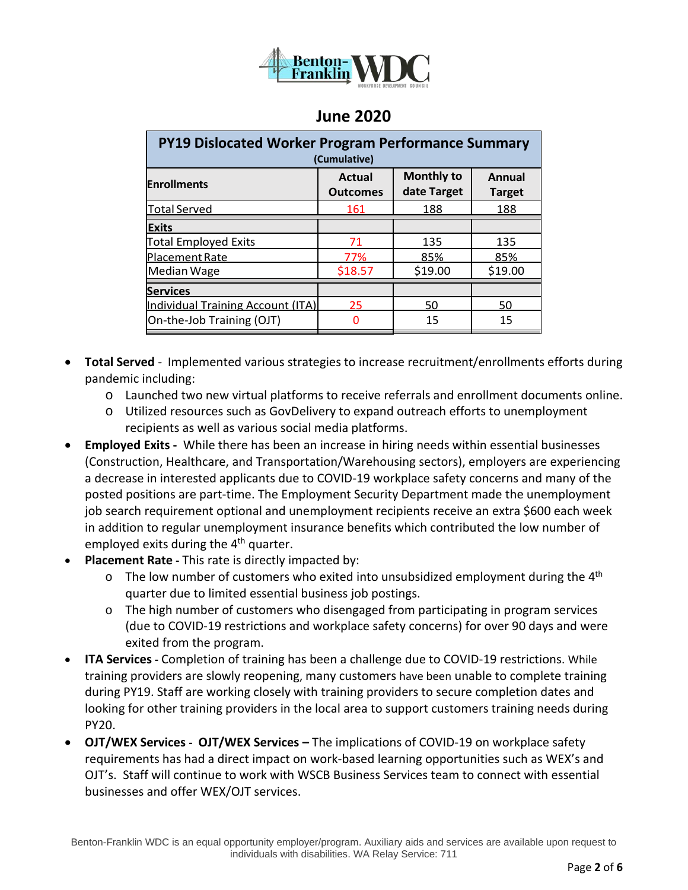## June 2020

| PY19 Dislocated Worker Program Performance Summary (Cumulative) | | | |
|---|---|---|---|
| **Enrollments** | **Actual Outcomes** | **Monthly to date Target** | **Annual Target** |
| Total Served | 161 | 188 | 188 |
| **Exits** | | | |
| Total Employed Exits | 71 | 135 | 135 |
| Placement Rate | 77% | 85% | 85% |
| Median Wage | $18.57 | $19.00 | $19.00 |
| **Services** | | | |
| Individual Training Account (ITA) | 25 | 50 | 50 |
| On-the-Job Training (OJT) | 0 | 15 | 15 |

- **Total Served** - Implemented various strategies to increase recruitment/enrollments efforts during pandemic including:
  - Launched two new virtual platforms to receive referrals and enrollment documents online.
  - Utilized resources such as GovDelivery to expand outreach efforts to unemployment recipients as well as various social media platforms.
- **Employed Exits -** While there has been an increase in hiring needs within essential businesses (Construction, Healthcare, and Transportation/Warehousing sectors), employers are experiencing a decrease in interested applicants due to COVID-19 workplace safety concerns and many of the posted positions are part-time. The Employment Security Department made the unemployment job search requirement optional and unemployment recipients receive an extra $600 each week in addition to regular unemployment insurance benefits which contributed the low number of employed exits during the 4th quarter.
- **Placement Rate -** This rate is directly impacted by:
  - The low number of customers who exited into unsubsidized employment during the 4th quarter due to limited essential business job postings.
  - The high number of customers who disengaged from participating in program services (due to COVID-19 restrictions and workplace safety concerns) for over 90 days and were exited from the program.
- **ITA Services -** Completion of training has been a challenge due to COVID-19 restrictions. While training providers are slowly reopening, many customers have been unable to complete training during PY19. Staff are working closely with training providers to secure completion dates and looking for other training providers in the local area to support customers training needs during PY20.
- **OJT/WEX Services - OJT/WEX Services –** The implications of COVID-19 on workplace safety requirements has had a direct impact on work-based learning opportunities such as WEX's and OJT's. Staff will continue to work with WSCB Business Services team to connect with essential businesses and offer WEX/OJT services.

Benton-Franklin WDC is an equal opportunity employer/program. Auxiliary aids and services are available upon request to individuals with disabilities. WA Relay Service: 711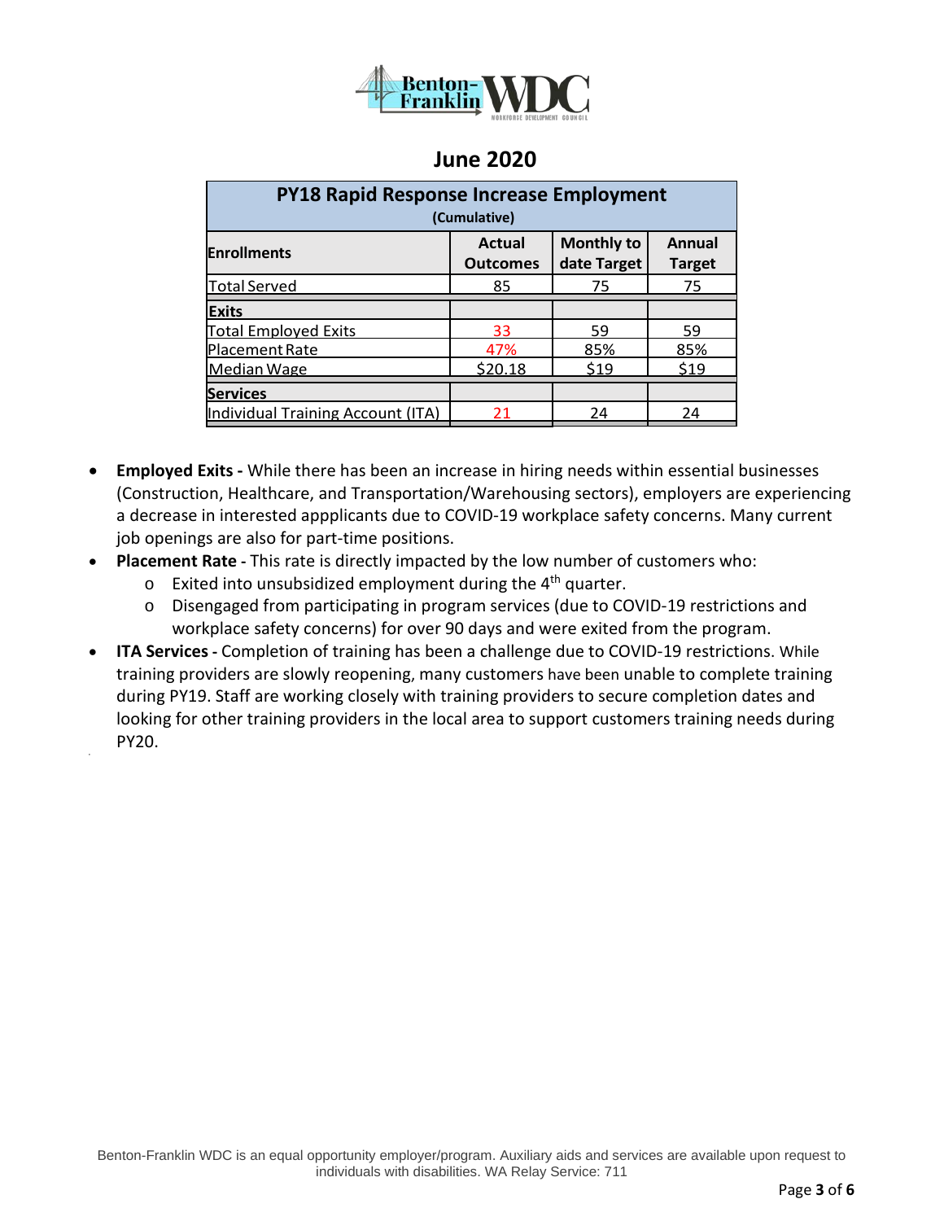## June 2020

| PY18 Rapid Response Increase Employment (Cumulative) | | | |
|---|---|---|---|
| **Enrollments** | **Actual Outcomes** | **Monthly to date Target** | **Annual Target** |
| Total Served | 85 | 75 | 75 |
| **Exits** | | | |
| Total Employed Exits | 33 | 59 | 59 |
| Placement Rate | 47% | 85% | 85% |
| Median Wage | $20.18 | $19 | $19 |
| **Services** | | | |
| Individual Training Account (ITA) | 21 | 24 | 24 |

- **Employed Exits -** While there has been an increase in hiring needs within essential businesses (Construction, Healthcare, and Transportation/Warehousing sectors), employers are experiencing a decrease in interested appplicants due to COVID-19 workplace safety concerns. Many current job openings are also for part-time positions.
- **Placement Rate -** This rate is directly impacted by the low number of customers who:
  - Exited into unsubsidized employment during the 4th quarter.
  - Disengaged from participating in program services (due to COVID-19 restrictions and workplace safety concerns) for over 90 days and were exited from the program.
- **ITA Services -** Completion of training has been a challenge due to COVID-19 restrictions. While training providers are slowly reopening, many customers have been unable to complete training during PY19. Staff are working closely with training providers to secure completion dates and looking for other training providers in the local area to support customers training needs during PY20.

Benton-Franklin WDC is an equal opportunity employer/program. Auxiliary aids and services are available upon request to individuals with disabilities. WA Relay Service: 711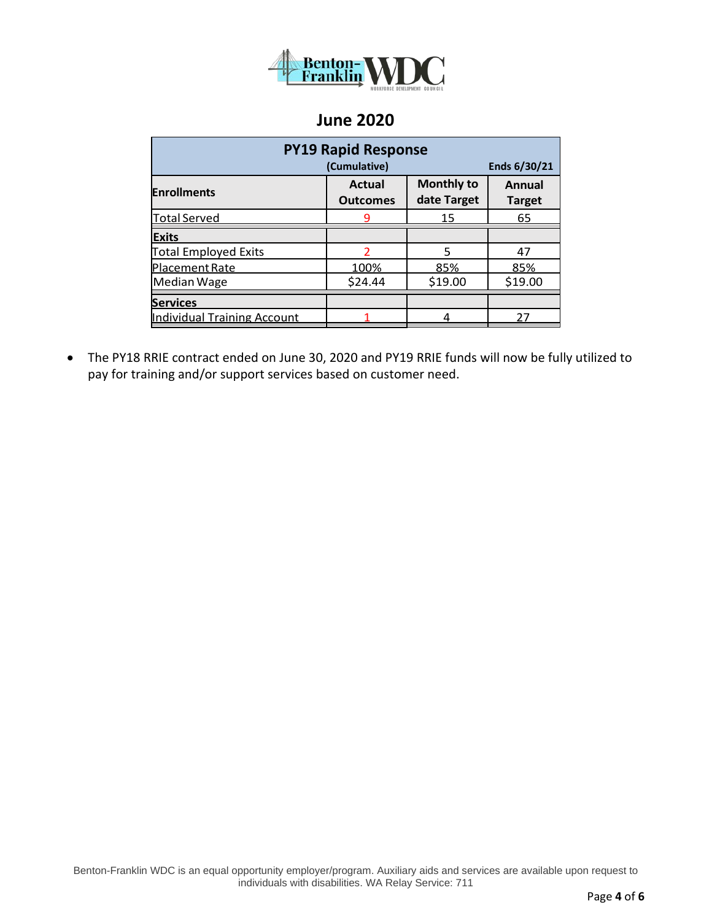## June 2020

| PY19 Rapid Response (Cumulative) Ends 6/30/21 | | | |
|---|---|---|---|
| **Enrollments** | **Actual Outcomes** | **Monthly to date Target** | **Annual Target** |
| Total Served | 9 | 15 | 65 |
| **Exits** | | | |
| Total Employed Exits | 2 | 5 | 47 |
| Placement Rate | 100% | 85% | 85% |
| Median Wage | $24.44 | $19.00 | $19.00 |
| **Services** | | | |
| Individual Training Account | 1 | 4 | 27 |

- The PY18 RRIE contract ended on June 30, 2020 and PY19 RRIE funds will now be fully utilized to pay for training and/or support services based on customer need.

Benton-Franklin WDC is an equal opportunity employer/program. Auxiliary aids and services are available upon request to individuals with disabilities. WA Relay Service: 711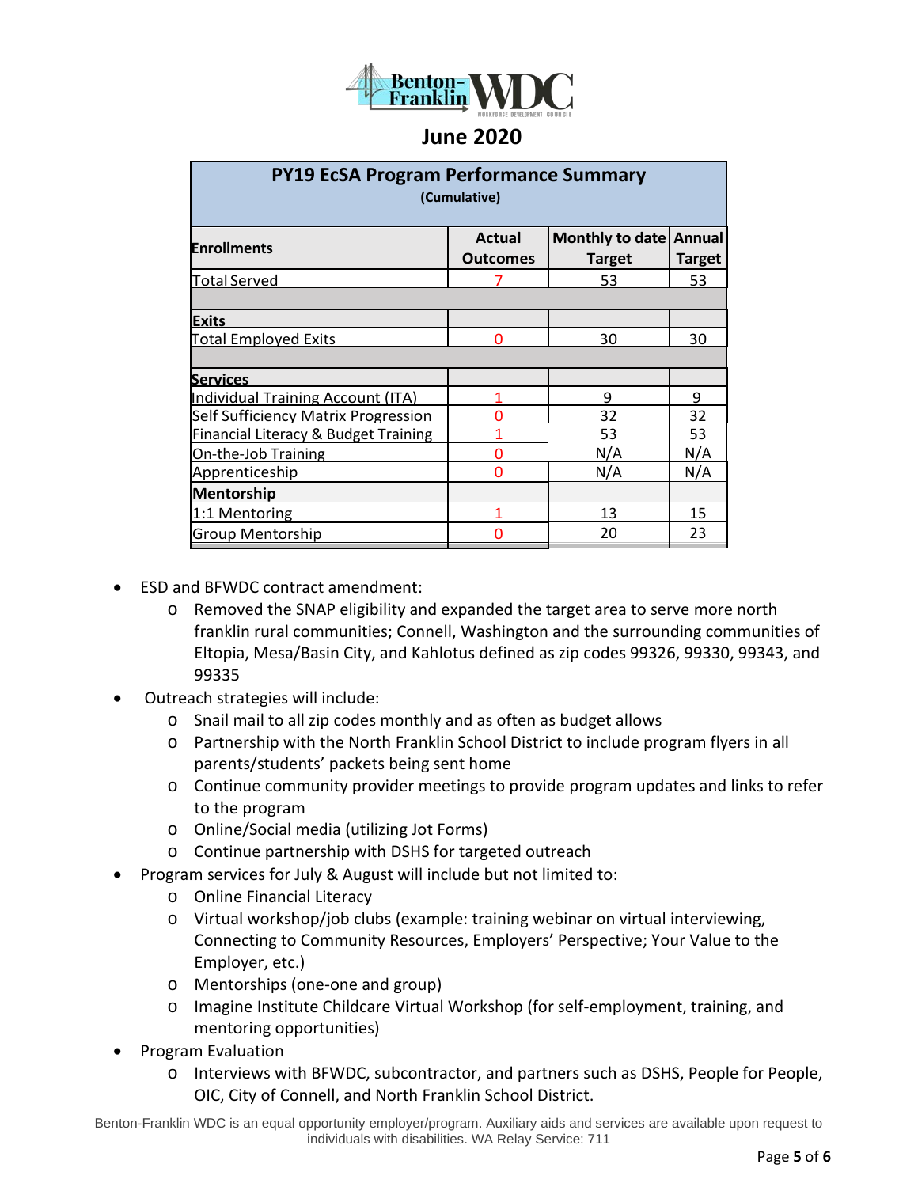## June 2020

| PY19 EcSA Program Performance Summary (Cumulative) | | | |
|---|---|---|---|
| **Enrollments** | **Actual Outcomes** | **Monthly to date Target** | **Annual Target** |
| Total Served | 7 | 53 | 53 |
| | | | |
| **Exits** | | | |
| Total Employed Exits | 0 | 30 | 30 |
| | | | |
| **Services** | | | |
| Individual Training Account (ITA) | 1 | 9 | 9 |
| Self Sufficiency Matrix Progression | 0 | 32 | 32 |
| Financial Literacy & Budget Training | 1 | 53 | 53 |
| On-the-Job Training | 0 | N/A | N/A |
| Apprenticeship | 0 | N/A | N/A |
| **Mentorship** | | | |
| 1:1 Mentoring | 1 | 13 | 15 |
| Group Mentorship | 0 | 20 | 23 |

- ESD and BFWDC contract amendment:
  - Removed the SNAP eligibility and expanded the target area to serve more north franklin rural communities; Connell, Washington and the surrounding communities of Eltopia, Mesa/Basin City, and Kahlotus defined as zip codes 99326, 99330, 99343, and 99335
- Outreach strategies will include:
  - Snail mail to all zip codes monthly and as often as budget allows
  - Partnership with the North Franklin School District to include program flyers in all parents/students' packets being sent home
  - Continue community provider meetings to provide program updates and links to refer to the program
  - Online/Social media (utilizing Jot Forms)
  - Continue partnership with DSHS for targeted outreach
- Program services for July & August will include but not limited to:
  - Online Financial Literacy
  - Virtual workshop/job clubs (example: training webinar on virtual interviewing, Connecting to Community Resources, Employers' Perspective; Your Value to the Employer, etc.)
  - Mentorships (one-one and group)
  - Imagine Institute Childcare Virtual Workshop (for self-employment, training, and mentoring opportunities)
- Program Evaluation
  - Interviews with BFWDC, subcontractor, and partners such as DSHS, People for People, OIC, City of Connell, and North Franklin School District.

Benton-Franklin WDC is an equal opportunity employer/program. Auxiliary aids and services are available upon request to individuals with disabilities. WA Relay Service: 711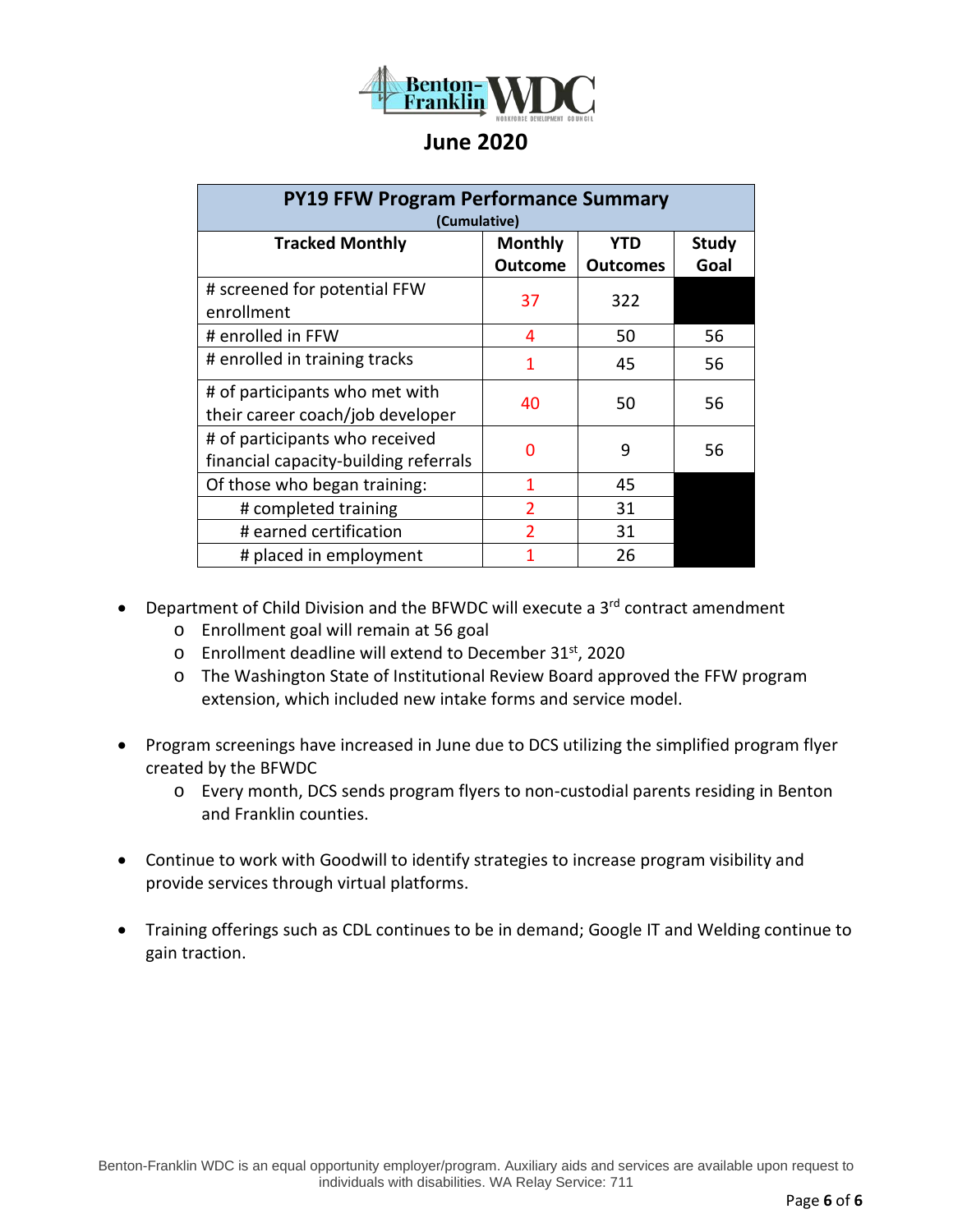## June 2020

| PY19 FFW Program Performance Summary (Cumulative) | | | |
|---|---|---|---|
| **Tracked Monthly** | **Monthly Outcome** | **YTD Outcomes** | **Study Goal** |
| # screened for potential FFW enrollment | 37 | 322 | |
| # enrolled in FFW | 4 | 50 | 56 |
| # enrolled in training tracks | 1 | 45 | 56 |
| # of participants who met with their career coach/job developer | 40 | 50 | 56 |
| # of participants who received financial capacity-building referrals | 0 | 9 | 56 |
| Of those who began training: | 1 | 45 | |
| # completed training | 2 | 31 | |
| # earned certification | 2 | 31 | |
| # placed in employment | 1 | 26 | |

- Department of Child Division and the BFWDC will execute a 3rd contract amendment
  - Enrollment goal will remain at 56 goal
  - Enrollment deadline will extend to December 31st, 2020
  - The Washington State of Institutional Review Board approved the FFW program extension, which included new intake forms and service model.

- Program screenings have increased in June due to DCS utilizing the simplified program flyer created by the BFWDC
  - Every month, DCS sends program flyers to non-custodial parents residing in Benton and Franklin counties.

- Continue to work with Goodwill to identify strategies to increase program visibility and provide services through virtual platforms.

- Training offerings such as CDL continues to be in demand; Google IT and Welding continue to gain traction.

Benton-Franklin WDC is an equal opportunity employer/program. Auxiliary aids and services are available upon request to individuals with disabilities. WA Relay Service: 711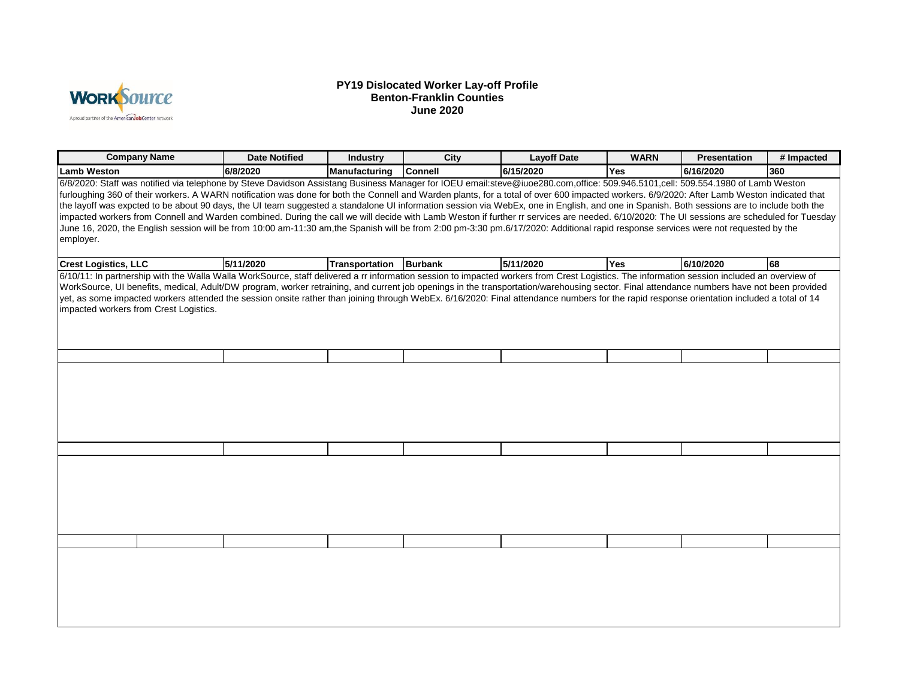**PY19 Dislocated Worker Lay-off Profile**
**Benton-Franklin Counties**
**June 2020**

| Company Name | Date Notified | Industry | City | Layoff Date | WARN | Presentation | # Impacted |
|---|---|---|---|---|---|---|---|
| **Lamb Weston** | 6/8/2020 | Manufacturing | Connell | 6/15/2020 | Yes | 6/16/2020 | 360 |

6/8/2020: Staff was notified via telephone by Steve Davidson Assistang Business Manager for IOEU email:steve@iuoe280.com,office: 509.946.5101,cell: 509.554.1980 of Lamb Weston furloughing 360 of their workers. A WARN notification was done for both the Connell and Warden plants, for a total of over 600 impacted workers. 6/9/2020: After Lamb Weston indicated that the layoff was expcted to be about 90 days, the UI team suggested a standalone UI information session via WebEx, one in English, and one in Spanish. Both sessions are to include both the impacted workers from Connell and Warden combined. During the call we will decide with Lamb Weston if further rr services are needed. 6/10/2020: The UI sessions are scheduled for Tuesday June 16, 2020, the English session will be from 10:00 am-11:30 am,the Spanish will be from 2:00 pm-3:30 pm.6/17/2020: Additional rapid response services were not requested by the employer.

| Company Name | Date Notified | Industry | City | Layoff Date | WARN | Presentation | # Impacted |
|---|---|---|---|---|---|---|---|
| **Crest Logistics, LLC** | 5/11/2020 | Transportation | Burbank | 5/11/2020 | Yes | 6/10/2020 | 68 |

6/10/11: In partnership with the Walla Walla WorkSource, staff delivered a rr information session to impacted workers from Crest Logistics. The information session included an overview of WorkSource, UI benefits, medical, Adult/DW program, worker retraining, and current job openings in the transportation/warehousing sector. Final attendance numbers have not been provided yet, as some impacted workers attended the session onsite rather than joining through WebEx. 6/16/2020: Final attendance numbers for the rapid response orientation included a total of 14 impacted workers from Crest Logistics.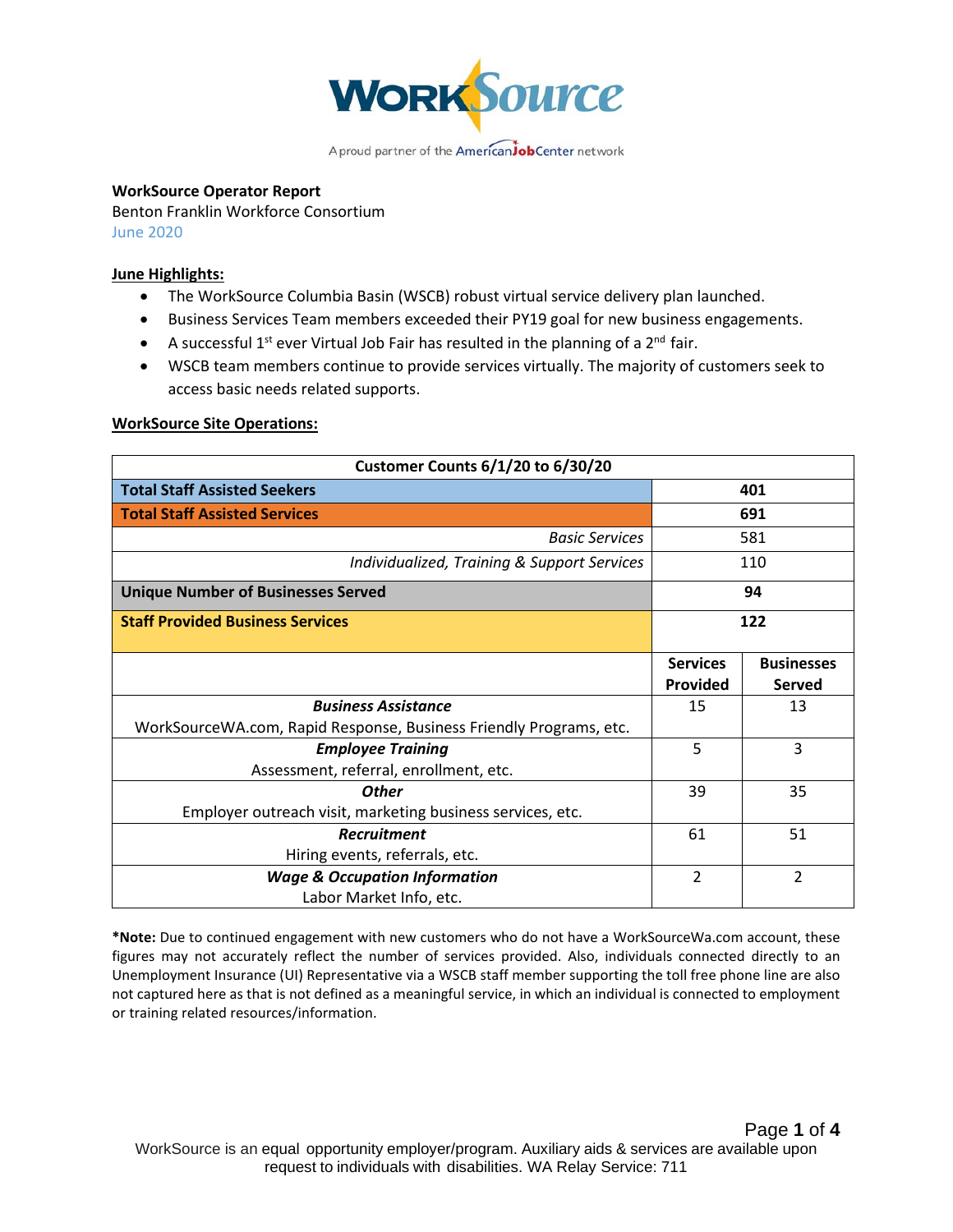**WorkSource Operator Report**
Benton Franklin Workforce Consortium
June 2020

**June Highlights:**

- The WorkSource Columbia Basin (WSCB) robust virtual service delivery plan launched.
- Business Services Team members exceeded their PY19 goal for new business engagements.
- A successful 1st ever Virtual Job Fair has resulted in the planning of a 2nd fair.
- WSCB team members continue to provide services virtually. The majority of customers seek to access basic needs related supports.

**WorkSource Site Operations:**

| Customer Counts 6/1/20 to 6/30/20 | | |
|---|---|---|
| **Total Staff Assisted Seekers** | **401** | |
| **Total Staff Assisted Services** | **691** | |
| *Basic Services* | 581 | |
| *Individualized, Training & Support Services* | 110 | |
| **Unique Number of Businesses Served** | **94** | |
| **Staff Provided Business Services** | **122** | |
| | **Services Provided** | **Businesses Served** |
| ***Business Assistance*** WorkSourceWA.com, Rapid Response, Business Friendly Programs, etc. | 15 | 13 |
| ***Employee Training*** Assessment, referral, enrollment, etc. | 5 | 3 |
| ***Other*** Employer outreach visit, marketing business services, etc. | 39 | 35 |
| ***Recruitment*** Hiring events, referrals, etc. | 61 | 51 |
| ***Wage & Occupation Information*** Labor Market Info, etc. | 2 | 2 |

***Note:** Due to continued engagement with new customers who do not have a WorkSourceWa.com account, these figures may not accurately reflect the number of services provided. Also, individuals connected directly to an Unemployment Insurance (UI) Representative via a WSCB staff member supporting the toll free phone line are also not captured here as that is not defined as a meaningful service, in which an individual is connected to employment or training related resources/information.

WorkSource is an equal opportunity employer/program. Auxiliary aids & services are available upon request to individuals with disabilities. WA Relay Service: 711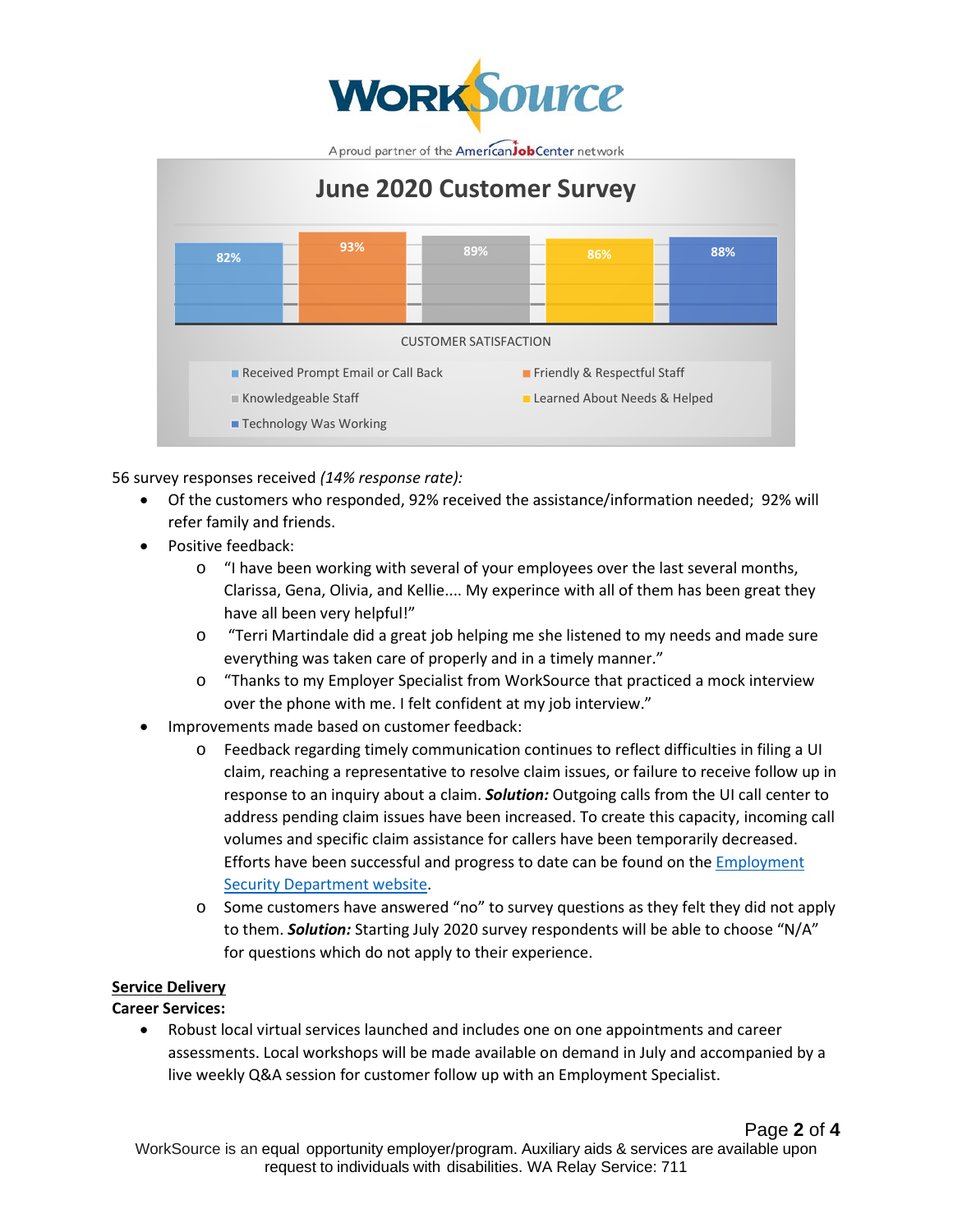# June 2020 Customer Survey

CUSTOMER SATISFACTION

| Received Prompt Email or Call Back | Friendly & Respectful Staff | Knowledgeable Staff | Learned About Needs & Helped | Technology Was Working |
|---|---|---|---|---|
| 82% | 93% | 89% | 86% | 88% |

56 survey responses received *(14% response rate)*:

- Of the customers who responded, 92% received the assistance/information needed; 92% will refer family and friends.
- Positive feedback:
  - "I have been working with several of your employees over the last several months, Clarissa, Gena, Olivia, and Kellie.... My experince with all of them has been great they have all been very helpful!"
  - "Terri Martindale did a great job helping me she listened to my needs and made sure everything was taken care of properly and in a timely manner."
  - "Thanks to my Employer Specialist from WorkSource that practiced a mock interview over the phone with me. I felt confident at my job interview."
- Improvements made based on customer feedback:
  - Feedback regarding timely communication continues to reflect difficulties in filing a UI claim, reaching a representative to resolve claim issues, or failure to receive follow up in response to an inquiry about a claim. ***Solution:*** Outgoing calls from the UI call center to address pending claim issues have been increased. To create this capacity, incoming call volumes and specific claim assistance for callers have been temporarily decreased. Efforts have been successful and progress to date can be found on the Employment Security Department website.
  - Some customers have answered "no" to survey questions as they felt they did not apply to them. ***Solution:*** Starting July 2020 survey respondents will be able to choose "N/A" for questions which do not apply to their experience.

**<u>Service Delivery</u>**

**Career Services:**

- Robust local virtual services launched and includes one on one appointments and career assessments. Local workshops will be made available on demand in July and accompanied by a live weekly Q&A session for customer follow up with an Employment Specialist.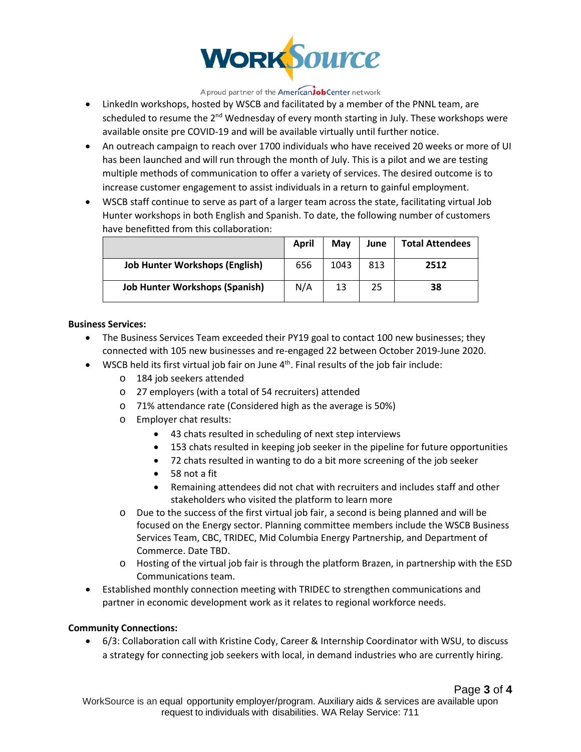- LinkedIn workshops, hosted by WSCB and facilitated by a member of the PNNL team, are scheduled to resume the 2nd Wednesday of every month starting in July. These workshops were available onsite pre COVID-19 and will be available virtually until further notice.
- An outreach campaign to reach over 1700 individuals who have received 20 weeks or more of UI has been launched and will run through the month of July. This is a pilot and we are testing multiple methods of communication to offer a variety of services. The desired outcome is to increase customer engagement to assist individuals in a return to gainful employment.
- WSCB staff continue to serve as part of a larger team across the state, facilitating virtual Job Hunter workshops in both English and Spanish. To date, the following number of customers have benefitted from this collaboration:

| | April | May | June | Total Attendees |
|---|---|---|---|---|
| **Job Hunter Workshops (English)** | 656 | 1043 | 813 | **2512** |
| **Job Hunter Workshops (Spanish)** | N/A | 13 | 25 | **38** |

**Business Services:**

- The Business Services Team exceeded their PY19 goal to contact 100 new businesses; they connected with 105 new businesses and re-engaged 22 between October 2019-June 2020.
- WSCB held its first virtual job fair on June 4th. Final results of the job fair include:
  - 184 job seekers attended
  - 27 employers (with a total of 54 recruiters) attended
  - 71% attendance rate (Considered high as the average is 50%)
  - Employer chat results:
    - 43 chats resulted in scheduling of next step interviews
    - 153 chats resulted in keeping job seeker in the pipeline for future opportunities
    - 72 chats resulted in wanting to do a bit more screening of the job seeker
    - 58 not a fit
    - Remaining attendees did not chat with recruiters and includes staff and other stakeholders who visited the platform to learn more
  - Due to the success of the first virtual job fair, a second is being planned and will be focused on the Energy sector. Planning committee members include the WSCB Business Services Team, CBC, TRIDEC, Mid Columbia Energy Partnership, and Department of Commerce. Date TBD.
  - Hosting of the virtual job fair is through the platform Brazen, in partnership with the ESD Communications team.
- Established monthly connection meeting with TRIDEC to strengthen communications and partner in economic development work as it relates to regional workforce needs.

**Community Connections:**

- 6/3: Collaboration call with Kristine Cody, Career & Internship Coordinator with WSU, to discuss a strategy for connecting job seekers with local, in demand industries who are currently hiring.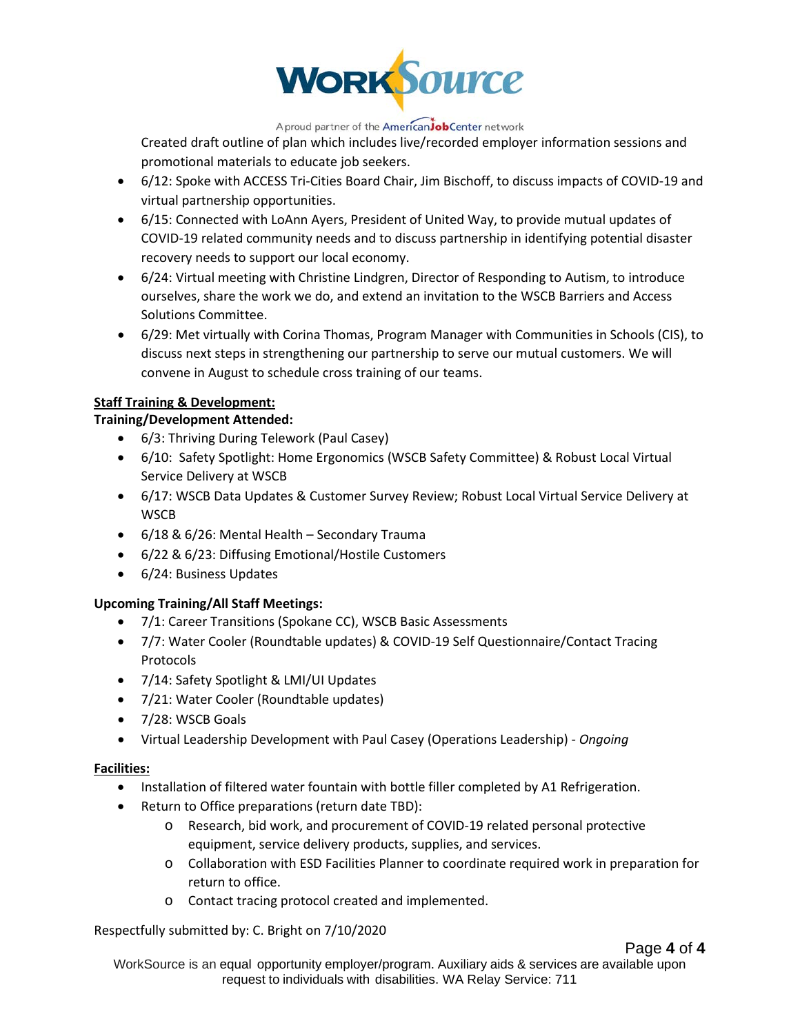Created draft outline of plan which includes live/recorded employer information sessions and promotional materials to educate job seekers.

- 6/12: Spoke with ACCESS Tri-Cities Board Chair, Jim Bischoff, to discuss impacts of COVID-19 and virtual partnership opportunities.
- 6/15: Connected with LoAnn Ayers, President of United Way, to provide mutual updates of COVID-19 related community needs and to discuss partnership in identifying potential disaster recovery needs to support our local economy.
- 6/24: Virtual meeting with Christine Lindgren, Director of Responding to Autism, to introduce ourselves, share the work we do, and extend an invitation to the WSCB Barriers and Access Solutions Committee.
- 6/29: Met virtually with Corina Thomas, Program Manager with Communities in Schools (CIS), to discuss next steps in strengthening our partnership to serve our mutual customers. We will convene in August to schedule cross training of our teams.

**Staff Training & Development:**

**Training/Development Attended:**

- 6/3: Thriving During Telework (Paul Casey)
- 6/10: Safety Spotlight: Home Ergonomics (WSCB Safety Committee) & Robust Local Virtual Service Delivery at WSCB
- 6/17: WSCB Data Updates & Customer Survey Review; Robust Local Virtual Service Delivery at WSCB
- 6/18 & 6/26: Mental Health – Secondary Trauma
- 6/22 & 6/23: Diffusing Emotional/Hostile Customers
- 6/24: Business Updates

**Upcoming Training/All Staff Meetings:**

- 7/1: Career Transitions (Spokane CC), WSCB Basic Assessments
- 7/7: Water Cooler (Roundtable updates) & COVID-19 Self Questionnaire/Contact Tracing Protocols
- 7/14: Safety Spotlight & LMI/UI Updates
- 7/21: Water Cooler (Roundtable updates)
- 7/28: WSCB Goals
- Virtual Leadership Development with Paul Casey (Operations Leadership) - *Ongoing*

**Facilities:**

- Installation of filtered water fountain with bottle filler completed by A1 Refrigeration.
- Return to Office preparations (return date TBD):
  - Research, bid work, and procurement of COVID-19 related personal protective equipment, service delivery products, supplies, and services.
  - Collaboration with ESD Facilities Planner to coordinate required work in preparation for return to office.
  - Contact tracing protocol created and implemented.

Respectfully submitted by: C. Bright on 7/10/2020